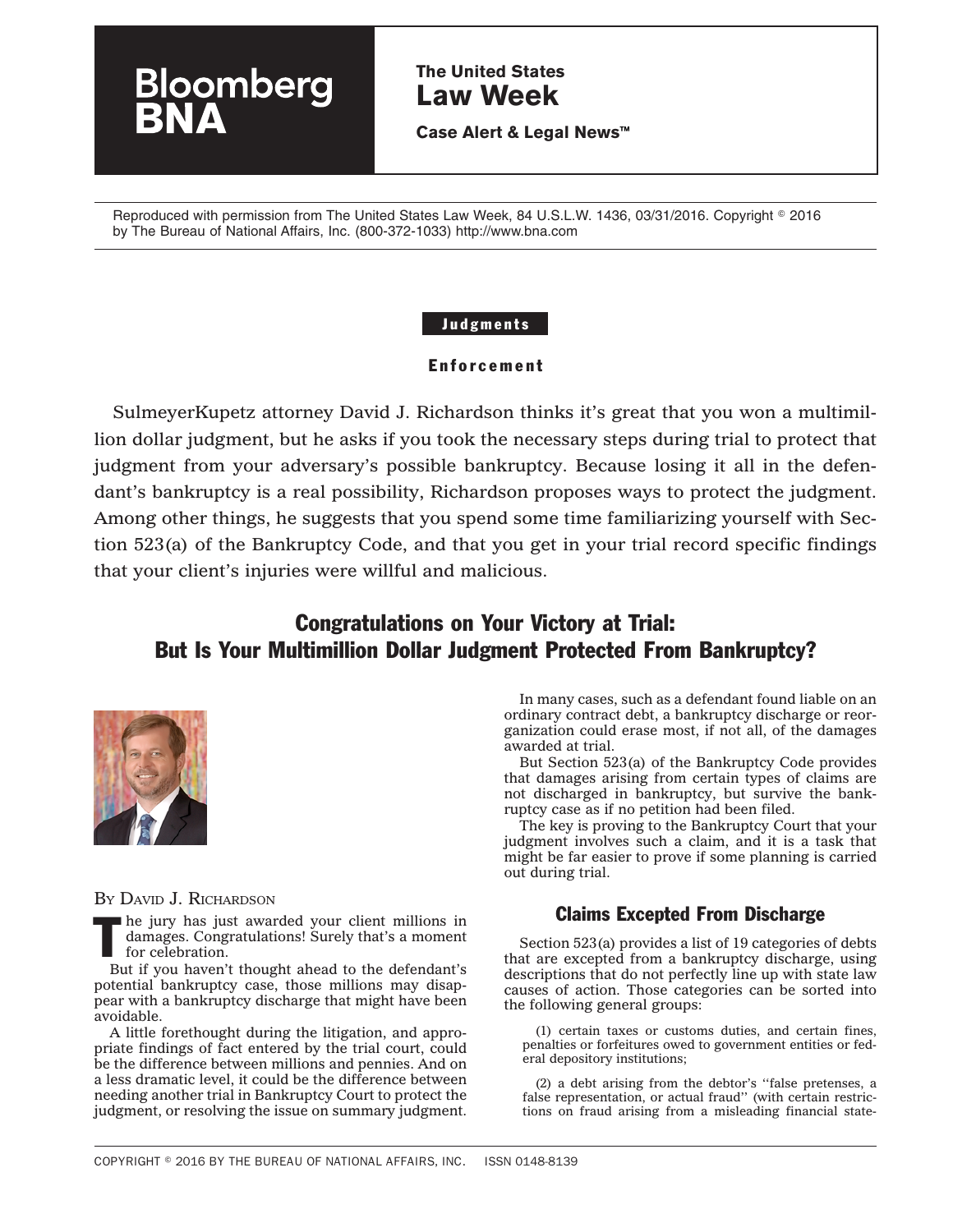Bloomberg BNA

**The United States Law Week**

**Case Alert & Legal News™**

Reproduced with permission from The United States Law Week, 84 U.S.L.W. 1436, 03/31/2016. Copyright © 2016 by The Bureau of National Affairs, Inc. (800-372-1033) http://www.bna.com

**Judgments**

**Enforcement**

SulmeyerKupetz attorney David J. Richardson thinks it's great that you won a multimillion dollar judgment, but he asks if you took the necessary steps during trial to protect that judgment from your adversary's possible bankruptcy. Because losing it all in the defendant's bankruptcy is a real possibility, Richardson proposes ways to protect the judgment. Among other things, he suggests that you spend some time familiarizing yourself with Section 523(a) of the Bankruptcy Code, and that you get in your trial record specific findings that your client's injuries were willful and malicious.

# Congratulations on Your Victory at Trial: But Is Your Multimillion Dollar Judgment Protected From Bankruptcy?

BY DAVID J. RICHARDSON

The jury has just awarded your client millions in damages. Congratulations! Surely that's a moment for celebration.

But if you haven't thought ahead to the defendant's potential bankruptcy case, those millions may disappear with a bankruptcy discharge that might have been avoidable.

A little forethought during the litigation, and appropriate findings of fact entered by the trial court, could be the difference between millions and pennies. And on a less dramatic level, it could be the difference between needing another trial in Bankruptcy Court to protect the judgment, or resolving the issue on summary judgment.

In many cases, such as a defendant found liable on an ordinary contract debt, a bankruptcy discharge or reorganization could erase most, if not all, of the damages awarded at trial.

But Section 523(a) of the Bankruptcy Code provides that damages arising from certain types of claims are not discharged in bankruptcy, but survive the bankruptcy case as if no petition had been filed.

The key is proving to the Bankruptcy Court that your judgment involves such a claim, and it is a task that might be far easier to prove if some planning is carried out during trial.

## Claims Excepted From Discharge

Section 523(a) provides a list of 19 categories of debts that are excepted from a bankruptcy discharge, using descriptions that do not perfectly line up with state law causes of action. Those categories can be sorted into the following general groups:

(1) certain taxes or customs duties, and certain fines, penalties or forfeitures owed to government entities or federal depository institutions;

(2) a debt arising from the debtor's "false pretenses, a false representation, or actual fraud" (with certain restrictions on fraud arising from a misleading financial state-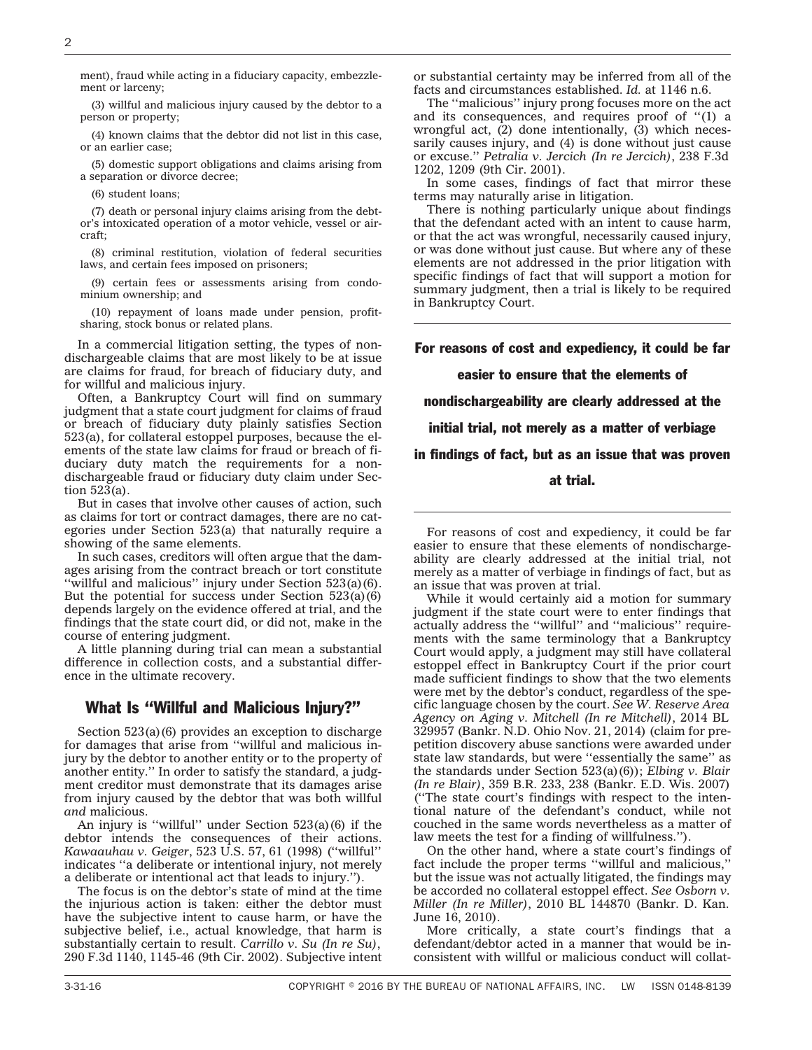ment), fraud while acting in a fiduciary capacity, embezzlement or larceny;

(3) willful and malicious injury caused by the debtor to a person or property;

(4) known claims that the debtor did not list in this case, or an earlier case;

(5) domestic support obligations and claims arising from a separation or divorce decree;

(6) student loans;

(7) death or personal injury claims arising from the debtor's intoxicated operation of a motor vehicle, vessel or aircraft;

(8) criminal restitution, violation of federal securities laws, and certain fees imposed on prisoners;

(9) certain fees or assessments arising from condominium ownership; and

(10) repayment of loans made under pension, profit-sharing, stock bonus or related plans.

In a commercial litigation setting, the types of nondischargeable claims that are most likely to be at issue are claims for fraud, for breach of fiduciary duty, and for willful and malicious injury.

Often, a Bankruptcy Court will find on summary judgment that a state court judgment for claims of fraud or breach of fiduciary duty plainly satisfies Section 523(a), for collateral estoppel purposes, because the elements of the state law claims for fraud or breach of fiduciary duty match the requirements for a nondischargeable fraud or fiduciary duty claim under Section 523(a).

But in cases that involve other causes of action, such as claims for tort or contract damages, there are no categories under Section 523(a) that naturally require a showing of the same elements.

In such cases, creditors will often argue that the damages arising from the contract breach or tort constitute ''willful and malicious'' injury under Section 523(a)(6). But the potential for success under Section 523(a)(6) depends largely on the evidence offered at trial, and the findings that the state court did, or did not, make in the course of entering judgment.

A little planning during trial can mean a substantial difference in collection costs, and a substantial difference in the ultimate recovery.

## What Is ''Willful and Malicious Injury?''

Section 523(a)(6) provides an exception to discharge for damages that arise from ''willful and malicious injury by the debtor to another entity or to the property of another entity.'' In order to satisfy the standard, a judgment creditor must demonstrate that its damages arise from injury caused by the debtor that was both willful *and* malicious.

An injury is ''willful'' under Section 523(a)(6) if the debtor intends the consequences of their actions. *Kawaauhau v. Geiger*, 523 U.S. 57, 61 (1998) (''willful'' indicates ''a deliberate or intentional injury, not merely a deliberate or intentional act that leads to injury.'').

The focus is on the debtor's state of mind at the time the injurious action is taken: either the debtor must have the subjective intent to cause harm, or have the subjective belief, i.e., actual knowledge, that harm is substantially certain to result. *Carrillo v. Su (In re Su)*, 290 F.3d 1140, 1145-46 (9th Cir. 2002). Subjective intent or substantial certainty may be inferred from all of the facts and circumstances established. *Id.* at 1146 n.6.

The ''malicious'' injury prong focuses more on the act and its consequences, and requires proof of ''(1) a wrongful act, (2) done intentionally, (3) which necessarily causes injury, and (4) is done without just cause or excuse.'' *Petralia v. Jercich (In re Jercich)*, 238 F.3d 1202, 1209 (9th Cir. 2001).

In some cases, findings of fact that mirror these terms may naturally arise in litigation.

There is nothing particularly unique about findings that the defendant acted with an intent to cause harm, or that the act was wrongful, necessarily caused injury, or was done without just cause. But where any of these elements are not addressed in the prior litigation with specific findings of fact that will support a motion for summary judgment, then a trial is likely to be required in Bankruptcy Court.

**For reasons of cost and expediency, it could be far easier to ensure that the elements of nondischargeability are clearly addressed at the initial trial, not merely as a matter of verbiage in findings of fact, but as an issue that was proven at trial.**

For reasons of cost and expediency, it could be far easier to ensure that these elements of nondischargeability are clearly addressed at the initial trial, not merely as a matter of verbiage in findings of fact, but as an issue that was proven at trial.

While it would certainly aid a motion for summary judgment if the state court were to enter findings that actually address the ''willful'' and ''malicious'' requirements with the same terminology that a Bankruptcy Court would apply, a judgment may still have collateral estoppel effect in Bankruptcy Court if the prior court made sufficient findings to show that the two elements were met by the debtor's conduct, regardless of the specific language chosen by the court. *See W. Reserve Area Agency on Aging v. Mitchell (In re Mitchell)*, 2014 BL 329957 (Bankr. N.D. Ohio Nov. 21, 2014) (claim for prepetition discovery abuse sanctions were awarded under state law standards, but were ''essentially the same'' as the standards under Section 523(a)(6)); *Elbing v. Blair (In re Blair)*, 359 B.R. 233, 238 (Bankr. E.D. Wis. 2007) (''The state court's findings with respect to the intentional nature of the defendant's conduct, while not couched in the same words nevertheless as a matter of law meets the test for a finding of willfulness.'').

On the other hand, where a state court's findings of fact include the proper terms ''willful and malicious,'' but the issue was not actually litigated, the findings may be accorded no collateral estoppel effect. *See Osborn v. Miller (In re Miller)*, 2010 BL 144870 (Bankr. D. Kan. June 16, 2010).

More critically, a state court's findings that a defendant/debtor acted in a manner that would be inconsistent with willful or malicious conduct will collat-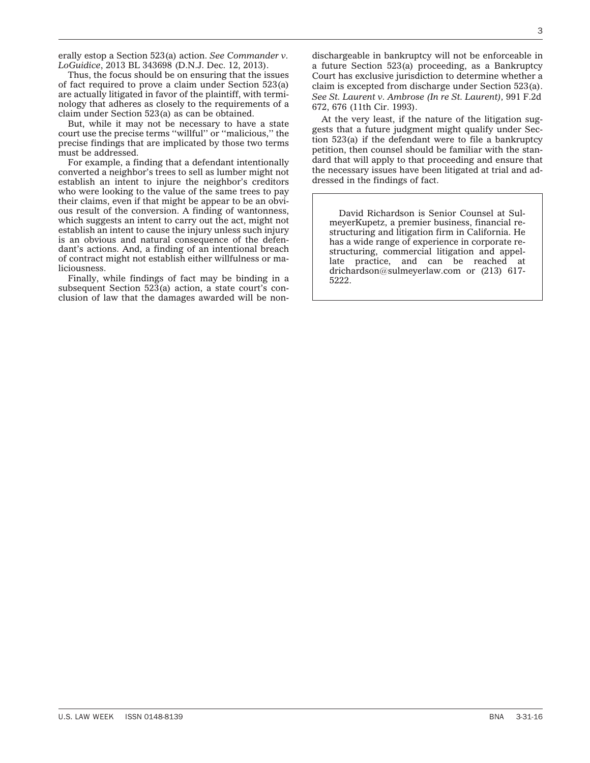erally estop a Section 523(a) action. *See Commander v. LoGuidice*, 2013 BL 343698 (D.N.J. Dec. 12, 2013).

Thus, the focus should be on ensuring that the issues of fact required to prove a claim under Section 523(a) are actually litigated in favor of the plaintiff, with terminology that adheres as closely to the requirements of a claim under Section 523(a) as can be obtained.

But, while it may not be necessary to have a state court use the precise terms ''willful'' or ''malicious,'' the precise findings that are implicated by those two terms must be addressed.

For example, a finding that a defendant intentionally converted a neighbor's trees to sell as lumber might not establish an intent to injure the neighbor's creditors who were looking to the value of the same trees to pay their claims, even if that might be appear to be an obvious result of the conversion. A finding of wantonness, which suggests an intent to carry out the act, might not establish an intent to cause the injury unless such injury is an obvious and natural consequence of the defendant's actions. And, a finding of an intentional breach of contract might not establish either willfulness or maliciousness.

Finally, while findings of fact may be binding in a subsequent Section 523(a) action, a state court's conclusion of law that the damages awarded will be nondischargeable in bankruptcy will not be enforceable in a future Section 523(a) proceeding, as a Bankruptcy Court has exclusive jurisdiction to determine whether a claim is excepted from discharge under Section 523(a). *See St. Laurent v. Ambrose (In re St. Laurent)*, 991 F.2d 672, 676 (11th Cir. 1993).

At the very least, if the nature of the litigation suggests that a future judgment might qualify under Section 523(a) if the defendant were to file a bankruptcy petition, then counsel should be familiar with the standard that will apply to that proceeding and ensure that the necessary issues have been litigated at trial and addressed in the findings of fact.

David Richardson is Senior Counsel at SulmeyerKupetz, a premier business, financial restructuring and litigation firm in California. He has a wide range of experience in corporate restructuring, commercial litigation and appellate practice, and can be reached at drichardson@sulmeyerlaw.com or (213) 617-5222.